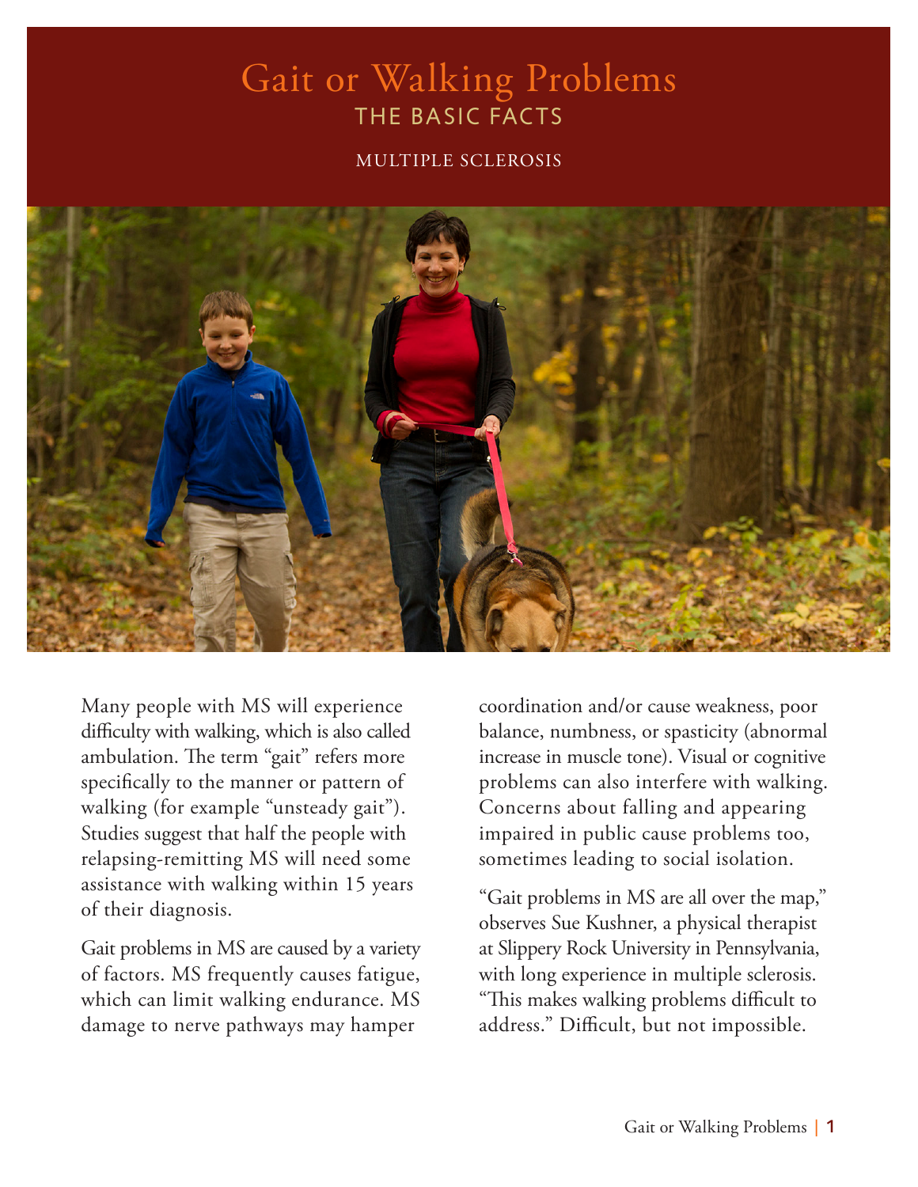# Gait or Walking Problems

## THE BASIC FACTS

MULTIPLE SCLEROSIS

Many people with MS will experience difficulty with walking, which is also called ambulation. The term "gait" refers more specifically to the manner or pattern of walking (for example "unsteady gait"). Studies suggest that half the people with relapsing-remitting MS will need some assistance with walking within 15 years of their diagnosis.

Gait problems in MS are caused by a variety of factors. MS frequently causes fatigue, which can limit walking endurance. MS damage to nerve pathways may hamper coordination and/or cause weakness, poor balance, numbness, or spasticity (abnormal increase in muscle tone). Visual or cognitive problems can also interfere with walking. Concerns about falling and appearing impaired in public cause problems too, sometimes leading to social isolation.

"Gait problems in MS are all over the map," observes Sue Kushner, a physical therapist at Slippery Rock University in Pennsylvania, with long experience in multiple sclerosis. "This makes walking problems difficult to address." Difficult, but not impossible.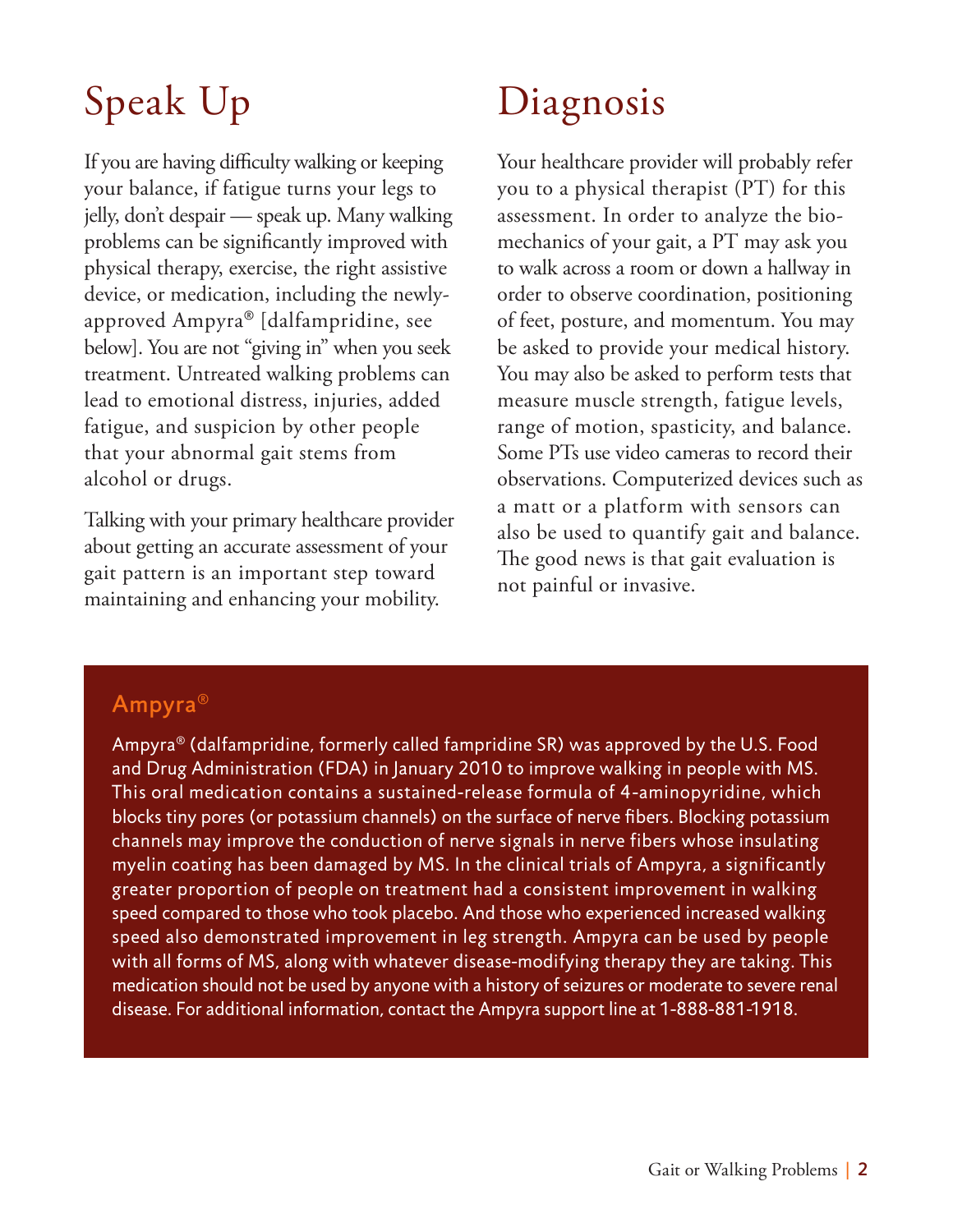# Speak Up

If you are having difficulty walking or keeping your balance, if fatigue turns your legs to jelly, don't despair — speak up. Many walking problems can be significantly improved with physical therapy, exercise, the right assistive device, or medication, including the newly-approved Ampyra® [dalfampridine, see below]. You are not "giving in" when you seek treatment. Untreated walking problems can lead to emotional distress, injuries, added fatigue, and suspicion by other people that your abnormal gait stems from alcohol or drugs.

Talking with your primary healthcare provider about getting an accurate assessment of your gait pattern is an important step toward maintaining and enhancing your mobility.

# Diagnosis

Your healthcare provider will probably refer you to a physical therapist (PT) for this assessment. In order to analyze the bio-mechanics of your gait, a PT may ask you to walk across a room or down a hallway in order to observe coordination, positioning of feet, posture, and momentum. You may be asked to provide your medical history. You may also be asked to perform tests that measure muscle strength, fatigue levels, range of motion, spasticity, and balance. Some PTs use video cameras to record their observations. Computerized devices such as a matt or a platform with sensors can also be used to quantify gait and balance. The good news is that gait evaluation is not painful or invasive.

## Ampyra®

Ampyra® (dalfampridine, formerly called fampridine SR) was approved by the U.S. Food and Drug Administration (FDA) in January 2010 to improve walking in people with MS. This oral medication contains a sustained-release formula of 4-aminopyridine, which blocks tiny pores (or potassium channels) on the surface of nerve fibers. Blocking potassium channels may improve the conduction of nerve signals in nerve fibers whose insulating myelin coating has been damaged by MS. In the clinical trials of Ampyra, a significantly greater proportion of people on treatment had a consistent improvement in walking speed compared to those who took placebo. And those who experienced increased walking speed also demonstrated improvement in leg strength. Ampyra can be used by people with all forms of MS, along with whatever disease-modifying therapy they are taking. This medication should not be used by anyone with a history of seizures or moderate to severe renal disease. For additional information, contact the Ampyra support line at 1-888-881-1918.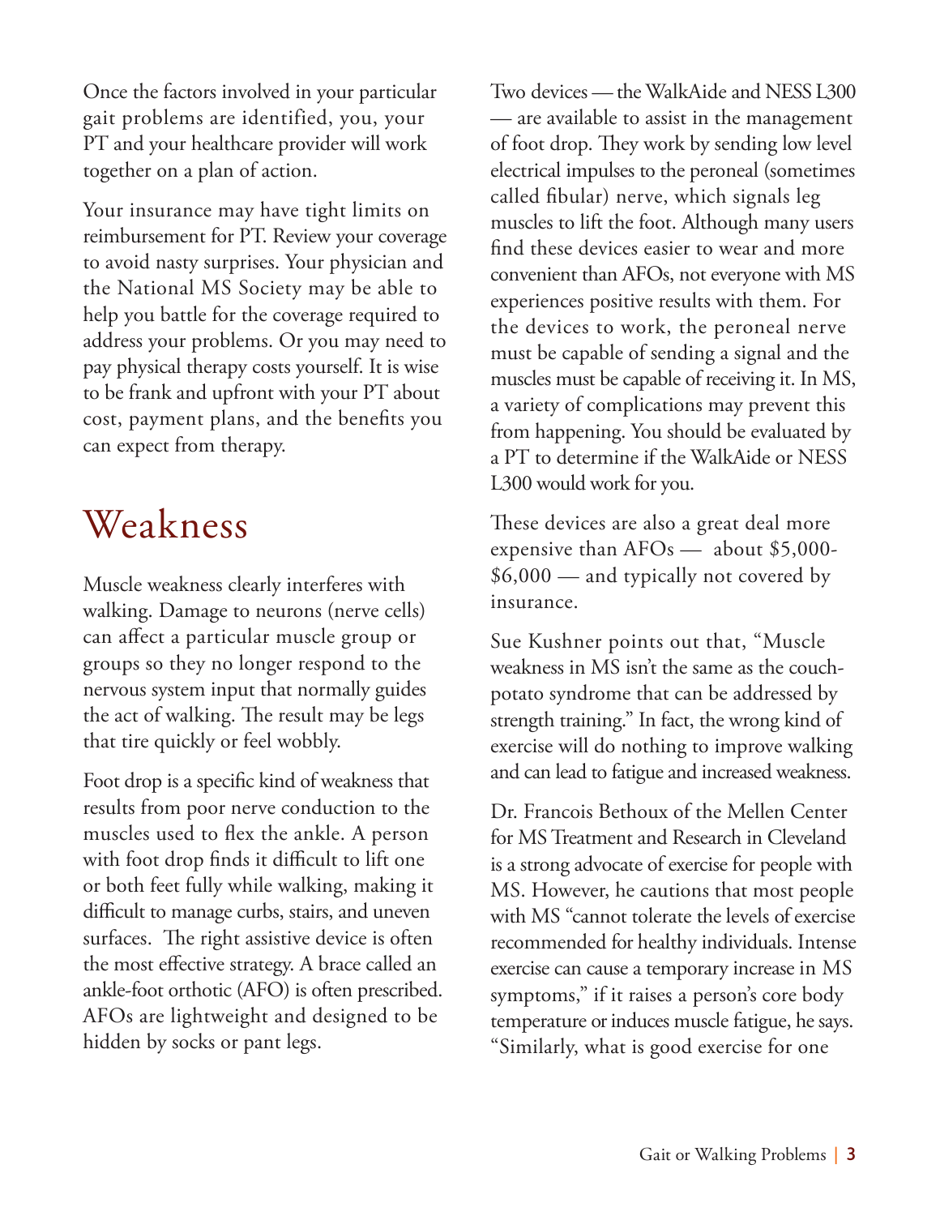Once the factors involved in your particular gait problems are identified, you, your PT and your healthcare provider will work together on a plan of action.

Your insurance may have tight limits on reimbursement for PT. Review your coverage to avoid nasty surprises. Your physician and the National MS Society may be able to help you battle for the coverage required to address your problems. Or you may need to pay physical therapy costs yourself. It is wise to be frank and upfront with your PT about cost, payment plans, and the benefits you can expect from therapy.

## Weakness

Muscle weakness clearly interferes with walking. Damage to neurons (nerve cells) can affect a particular muscle group or groups so they no longer respond to the nervous system input that normally guides the act of walking. The result may be legs that tire quickly or feel wobbly.

Foot drop is a specific kind of weakness that results from poor nerve conduction to the muscles used to flex the ankle. A person with foot drop finds it difficult to lift one or both feet fully while walking, making it difficult to manage curbs, stairs, and uneven surfaces. The right assistive device is often the most effective strategy. A brace called an ankle-foot orthotic (AFO) is often prescribed. AFOs are lightweight and designed to be hidden by socks or pant legs.

Two devices — the WalkAide and NESS L300 — are available to assist in the management of foot drop. They work by sending low level electrical impulses to the peroneal (sometimes called fibular) nerve, which signals leg muscles to lift the foot. Although many users find these devices easier to wear and more convenient than AFOs, not everyone with MS experiences positive results with them. For the devices to work, the peroneal nerve must be capable of sending a signal and the muscles must be capable of receiving it. In MS, a variety of complications may prevent this from happening. You should be evaluated by a PT to determine if the WalkAide or NESS L300 would work for you.

These devices are also a great deal more expensive than AFOs — about $5,000-$6,000 — and typically not covered by insurance.

Sue Kushner points out that, "Muscle weakness in MS isn't the same as the couch-potato syndrome that can be addressed by strength training." In fact, the wrong kind of exercise will do nothing to improve walking and can lead to fatigue and increased weakness.

Dr. Francois Bethoux of the Mellen Center for MS Treatment and Research in Cleveland is a strong advocate of exercise for people with MS. However, he cautions that most people with MS "cannot tolerate the levels of exercise recommended for healthy individuals. Intense exercise can cause a temporary increase in MS symptoms," if it raises a person's core body temperature or induces muscle fatigue, he says. "Similarly, what is good exercise for one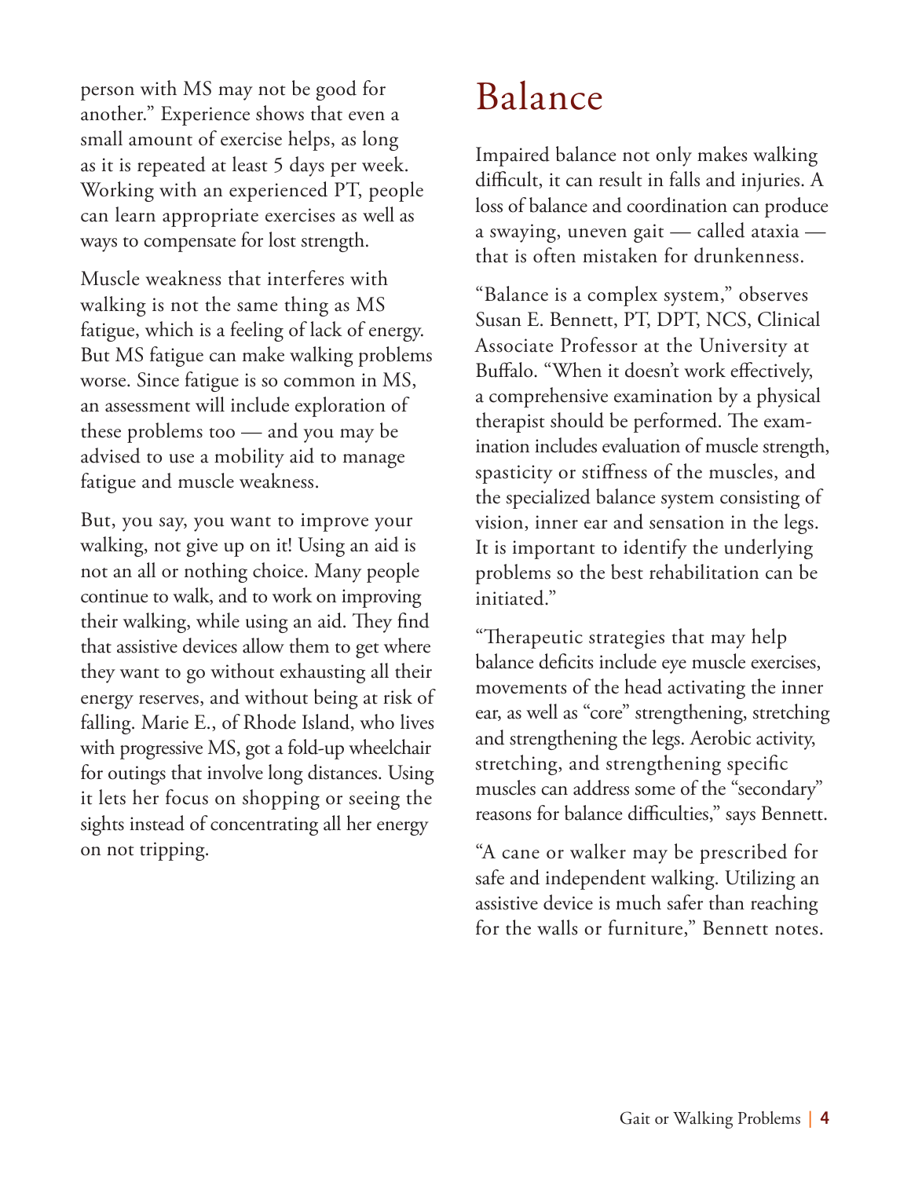person with MS may not be good for another." Experience shows that even a small amount of exercise helps, as long as it is repeated at least 5 days per week. Working with an experienced PT, people can learn appropriate exercises as well as ways to compensate for lost strength.

Muscle weakness that interferes with walking is not the same thing as MS fatigue, which is a feeling of lack of energy. But MS fatigue can make walking problems worse. Since fatigue is so common in MS, an assessment will include exploration of these problems too — and you may be advised to use a mobility aid to manage fatigue and muscle weakness.

But, you say, you want to improve your walking, not give up on it! Using an aid is not an all or nothing choice. Many people continue to walk, and to work on improving their walking, while using an aid. They find that assistive devices allow them to get where they want to go without exhausting all their energy reserves, and without being at risk of falling. Marie E., of Rhode Island, who lives with progressive MS, got a fold-up wheelchair for outings that involve long distances. Using it lets her focus on shopping or seeing the sights instead of concentrating all her energy on not tripping.

# Balance

Impaired balance not only makes walking difficult, it can result in falls and injuries. A loss of balance and coordination can produce a swaying, uneven gait — called ataxia — that is often mistaken for drunkenness.

"Balance is a complex system," observes Susan E. Bennett, PT, DPT, NCS, Clinical Associate Professor at the University at Buffalo. "When it doesn't work effectively, a comprehensive examination by a physical therapist should be performed. The examination includes evaluation of muscle strength, spasticity or stiffness of the muscles, and the specialized balance system consisting of vision, inner ear and sensation in the legs. It is important to identify the underlying problems so the best rehabilitation can be initiated."

"Therapeutic strategies that may help balance deficits include eye muscle exercises, movements of the head activating the inner ear, as well as "core" strengthening, stretching and strengthening the legs. Aerobic activity, stretching, and strengthening specific muscles can address some of the "secondary" reasons for balance difficulties," says Bennett.

"A cane or walker may be prescribed for safe and independent walking. Utilizing an assistive device is much safer than reaching for the walls or furniture," Bennett notes.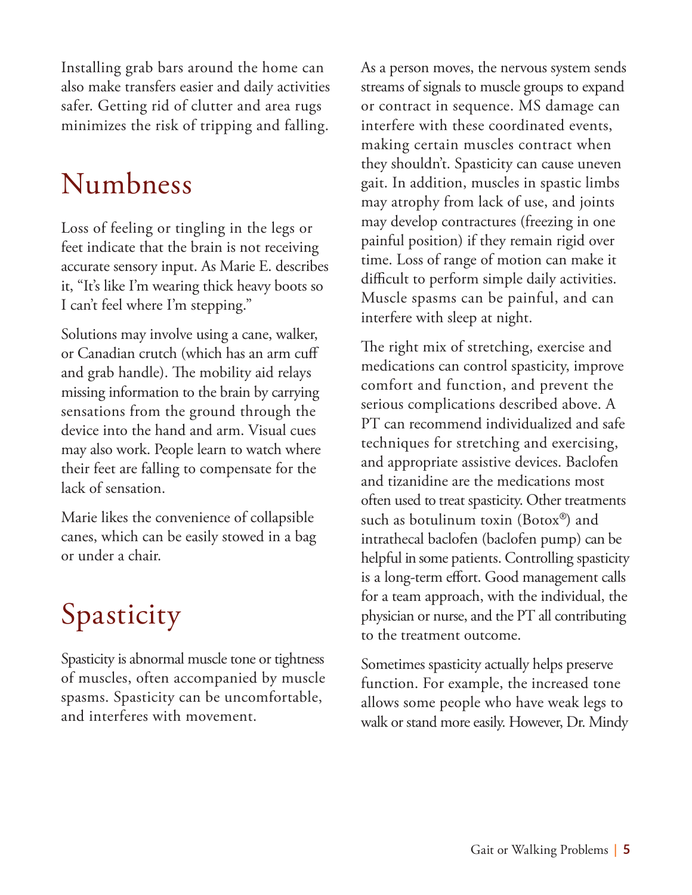Installing grab bars around the home can also make transfers easier and daily activities safer. Getting rid of clutter and area rugs minimizes the risk of tripping and falling.

## Numbness

Loss of feeling or tingling in the legs or feet indicate that the brain is not receiving accurate sensory input. As Marie E. describes it, "It's like I'm wearing thick heavy boots so I can't feel where I'm stepping."

Solutions may involve using a cane, walker, or Canadian crutch (which has an arm cuff and grab handle). The mobility aid relays missing information to the brain by carrying sensations from the ground through the device into the hand and arm. Visual cues may also work. People learn to watch where their feet are falling to compensate for the lack of sensation.

Marie likes the convenience of collapsible canes, which can be easily stowed in a bag or under a chair.

## Spasticity

Spasticity is abnormal muscle tone or tightness of muscles, often accompanied by muscle spasms. Spasticity can be uncomfortable, and interferes with movement.

As a person moves, the nervous system sends streams of signals to muscle groups to expand or contract in sequence. MS damage can interfere with these coordinated events, making certain muscles contract when they shouldn't. Spasticity can cause uneven gait. In addition, muscles in spastic limbs may atrophy from lack of use, and joints may develop contractures (freezing in one painful position) if they remain rigid over time. Loss of range of motion can make it difficult to perform simple daily activities. Muscle spasms can be painful, and can interfere with sleep at night.

The right mix of stretching, exercise and medications can control spasticity, improve comfort and function, and prevent the serious complications described above. A PT can recommend individualized and safe techniques for stretching and exercising, and appropriate assistive devices. Baclofen and tizanidine are the medications most often used to treat spasticity. Other treatments such as botulinum toxin (Botox®) and intrathecal baclofen (baclofen pump) can be helpful in some patients. Controlling spasticity is a long-term effort. Good management calls for a team approach, with the individual, the physician or nurse, and the PT all contributing to the treatment outcome.

Sometimes spasticity actually helps preserve function. For example, the increased tone allows some people who have weak legs to walk or stand more easily. However, Dr. Mindy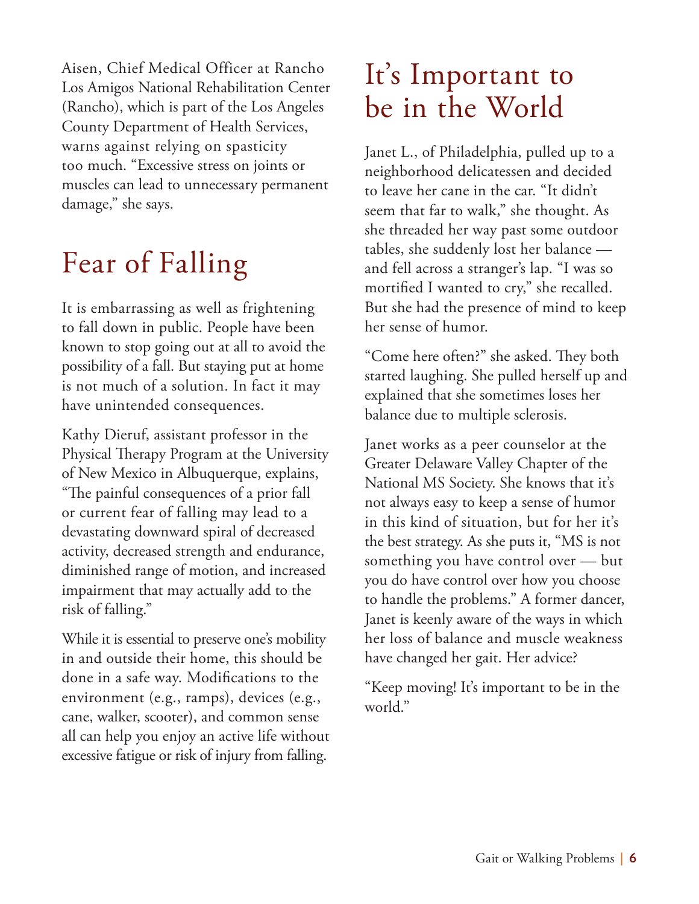Aisen, Chief Medical Officer at Rancho Los Amigos National Rehabilitation Center (Rancho), which is part of the Los Angeles County Department of Health Services, warns against relying on spasticity too much. "Excessive stress on joints or muscles can lead to unnecessary permanent damage," she says.

## Fear of Falling

It is embarrassing as well as frightening to fall down in public. People have been known to stop going out at all to avoid the possibility of a fall. But staying put at home is not much of a solution. In fact it may have unintended consequences.

Kathy Dieruf, assistant professor in the Physical Therapy Program at the University of New Mexico in Albuquerque, explains, "The painful consequences of a prior fall or current fear of falling may lead to a devastating downward spiral of decreased activity, decreased strength and endurance, diminished range of motion, and increased impairment that may actually add to the risk of falling."

While it is essential to preserve one's mobility in and outside their home, this should be done in a safe way. Modifications to the environment (e.g., ramps), devices (e.g., cane, walker, scooter), and common sense all can help you enjoy an active life without excessive fatigue or risk of injury from falling.

## It's Important to be in the World

Janet L., of Philadelphia, pulled up to a neighborhood delicatessen and decided to leave her cane in the car. "It didn't seem that far to walk," she thought. As she threaded her way past some outdoor tables, she suddenly lost her balance — and fell across a stranger's lap. "I was so mortified I wanted to cry," she recalled. But she had the presence of mind to keep her sense of humor.

"Come here often?" she asked. They both started laughing. She pulled herself up and explained that she sometimes loses her balance due to multiple sclerosis.

Janet works as a peer counselor at the Greater Delaware Valley Chapter of the National MS Society. She knows that it's not always easy to keep a sense of humor in this kind of situation, but for her it's the best strategy. As she puts it, "MS is not something you have control over — but you do have control over how you choose to handle the problems." A former dancer, Janet is keenly aware of the ways in which her loss of balance and muscle weakness have changed her gait. Her advice?

"Keep moving! It's important to be in the world."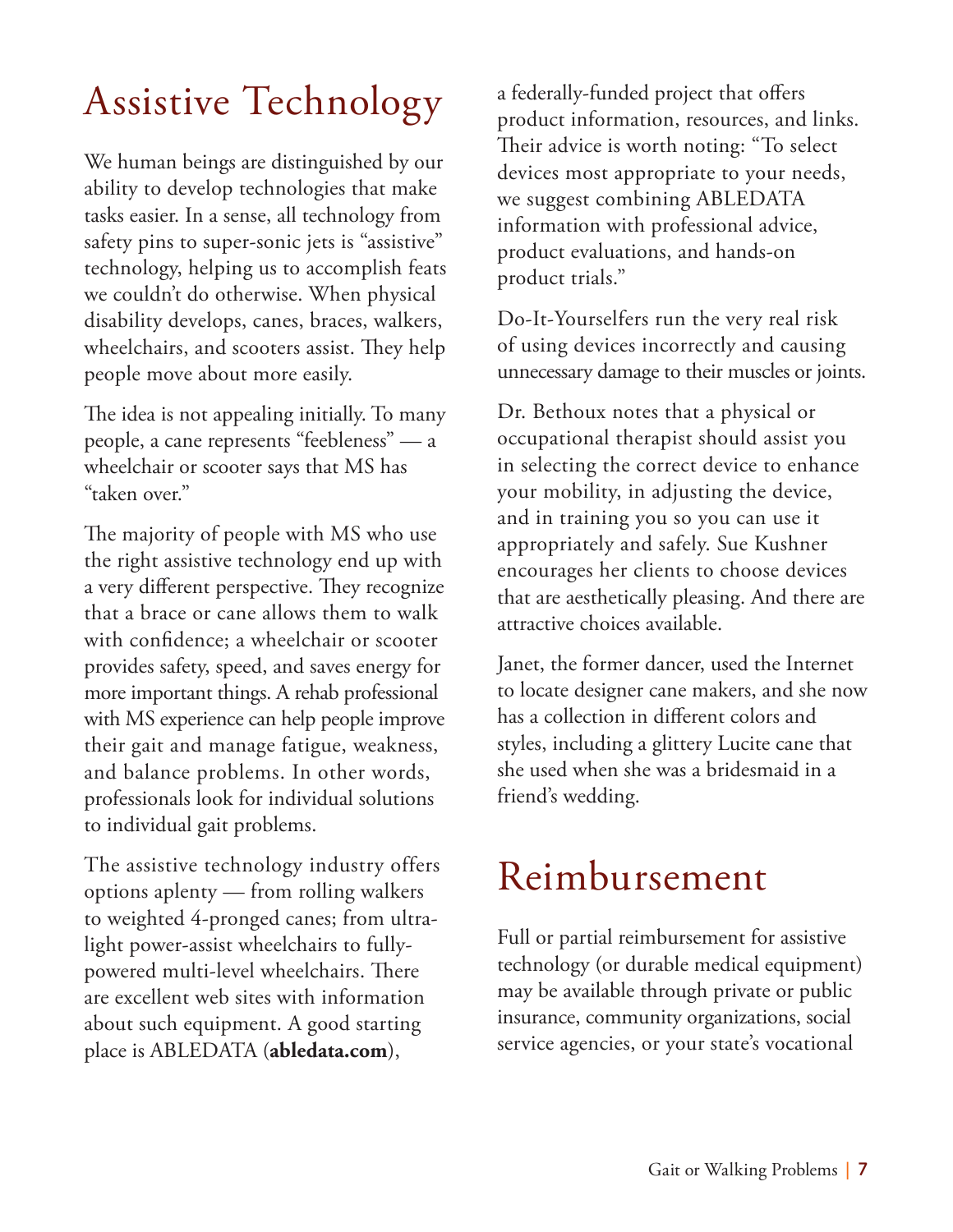# Assistive Technology

We human beings are distinguished by our ability to develop technologies that make tasks easier. In a sense, all technology from safety pins to super-sonic jets is "assistive" technology, helping us to accomplish feats we couldn't do otherwise. When physical disability develops, canes, braces, walkers, wheelchairs, and scooters assist. They help people move about more easily.

The idea is not appealing initially. To many people, a cane represents "feebleness" — a wheelchair or scooter says that MS has "taken over."

The majority of people with MS who use the right assistive technology end up with a very different perspective. They recognize that a brace or cane allows them to walk with confidence; a wheelchair or scooter provides safety, speed, and saves energy for more important things. A rehab professional with MS experience can help people improve their gait and manage fatigue, weakness, and balance problems. In other words, professionals look for individual solutions to individual gait problems.

The assistive technology industry offers options aplenty — from rolling walkers to weighted 4-pronged canes; from ultra-light power-assist wheelchairs to fully-powered multi-level wheelchairs. There are excellent web sites with information about such equipment. A good starting place is ABLEDATA (**abledata.com**), a federally-funded project that offers product information, resources, and links. Their advice is worth noting: "To select devices most appropriate to your needs, we suggest combining ABLEDATA information with professional advice, product evaluations, and hands-on product trials."

Do-It-Yourselfers run the very real risk of using devices incorrectly and causing unnecessary damage to their muscles or joints.

Dr. Bethoux notes that a physical or occupational therapist should assist you in selecting the correct device to enhance your mobility, in adjusting the device, and in training you so you can use it appropriately and safely. Sue Kushner encourages her clients to choose devices that are aesthetically pleasing. And there are attractive choices available.

Janet, the former dancer, used the Internet to locate designer cane makers, and she now has a collection in different colors and styles, including a glittery Lucite cane that she used when she was a bridesmaid in a friend's wedding.

# Reimbursement

Full or partial reimbursement for assistive technology (or durable medical equipment) may be available through private or public insurance, community organizations, social service agencies, or your state's vocational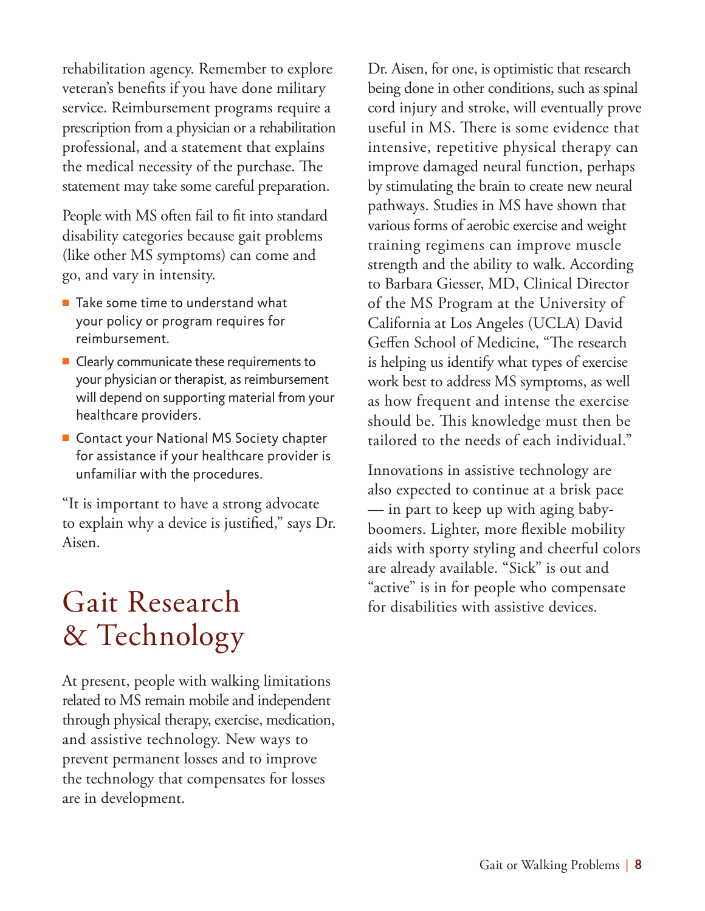rehabilitation agency. Remember to explore veteran's benefits if you have done military service. Reimbursement programs require a prescription from a physician or a rehabilitation professional, and a statement that explains the medical necessity of the purchase. The statement may take some careful preparation.

People with MS often fail to fit into standard disability categories because gait problems (like other MS symptoms) can come and go, and vary in intensity.

- Take some time to understand what your policy or program requires for reimbursement.
- Clearly communicate these requirements to your physician or therapist, as reimbursement will depend on supporting material from your healthcare providers.
- Contact your National MS Society chapter for assistance if your healthcare provider is unfamiliar with the procedures.

"It is important to have a strong advocate to explain why a device is justified," says Dr. Aisen.

# Gait Research & Technology

At present, people with walking limitations related to MS remain mobile and independent through physical therapy, exercise, medication, and assistive technology. New ways to prevent permanent losses and to improve the technology that compensates for losses are in development.

Dr. Aisen, for one, is optimistic that research being done in other conditions, such as spinal cord injury and stroke, will eventually prove useful in MS. There is some evidence that intensive, repetitive physical therapy can improve damaged neural function, perhaps by stimulating the brain to create new neural pathways. Studies in MS have shown that various forms of aerobic exercise and weight training regimens can improve muscle strength and the ability to walk. According to Barbara Giesser, MD, Clinical Director of the MS Program at the University of California at Los Angeles (UCLA) David Geffen School of Medicine, "The research is helping us identify what types of exercise work best to address MS symptoms, as well as how frequent and intense the exercise should be. This knowledge must then be tailored to the needs of each individual."

Innovations in assistive technology are also expected to continue at a brisk pace — in part to keep up with aging baby-boomers. Lighter, more flexible mobility aids with sporty styling and cheerful colors are already available. "Sick" is out and "active" is in for people who compensate for disabilities with assistive devices.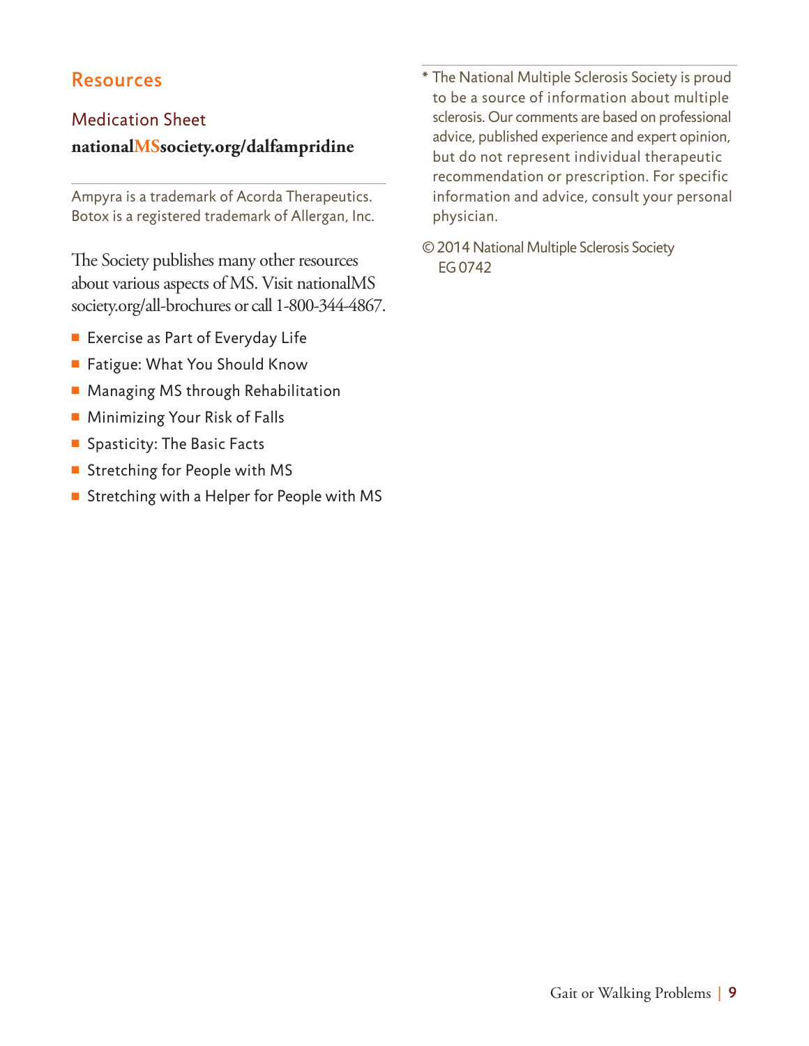## Resources

### Medication Sheet

**nationalMSsociety.org/dalfampridine**

Ampyra is a trademark of Acorda Therapeutics. Botox is a registered trademark of Allergan, Inc.

The Society publishes many other resources about various aspects of MS. Visit nationalMSsociety.org/all-brochures or call 1-800-344-4867.

- Exercise as Part of Everyday Life
- Fatigue: What You Should Know
- Managing MS through Rehabilitation
- Minimizing Your Risk of Falls
- Spasticity: The Basic Facts
- Stretching for People with MS
- Stretching with a Helper for People with MS

* The National Multiple Sclerosis Society is proud to be a source of information about multiple sclerosis. Our comments are based on professional advice, published experience and expert opinion, but do not represent individual therapeutic recommendation or prescription. For specific information and advice, consult your personal physician.

© 2014 National Multiple Sclerosis Society
EG 0742